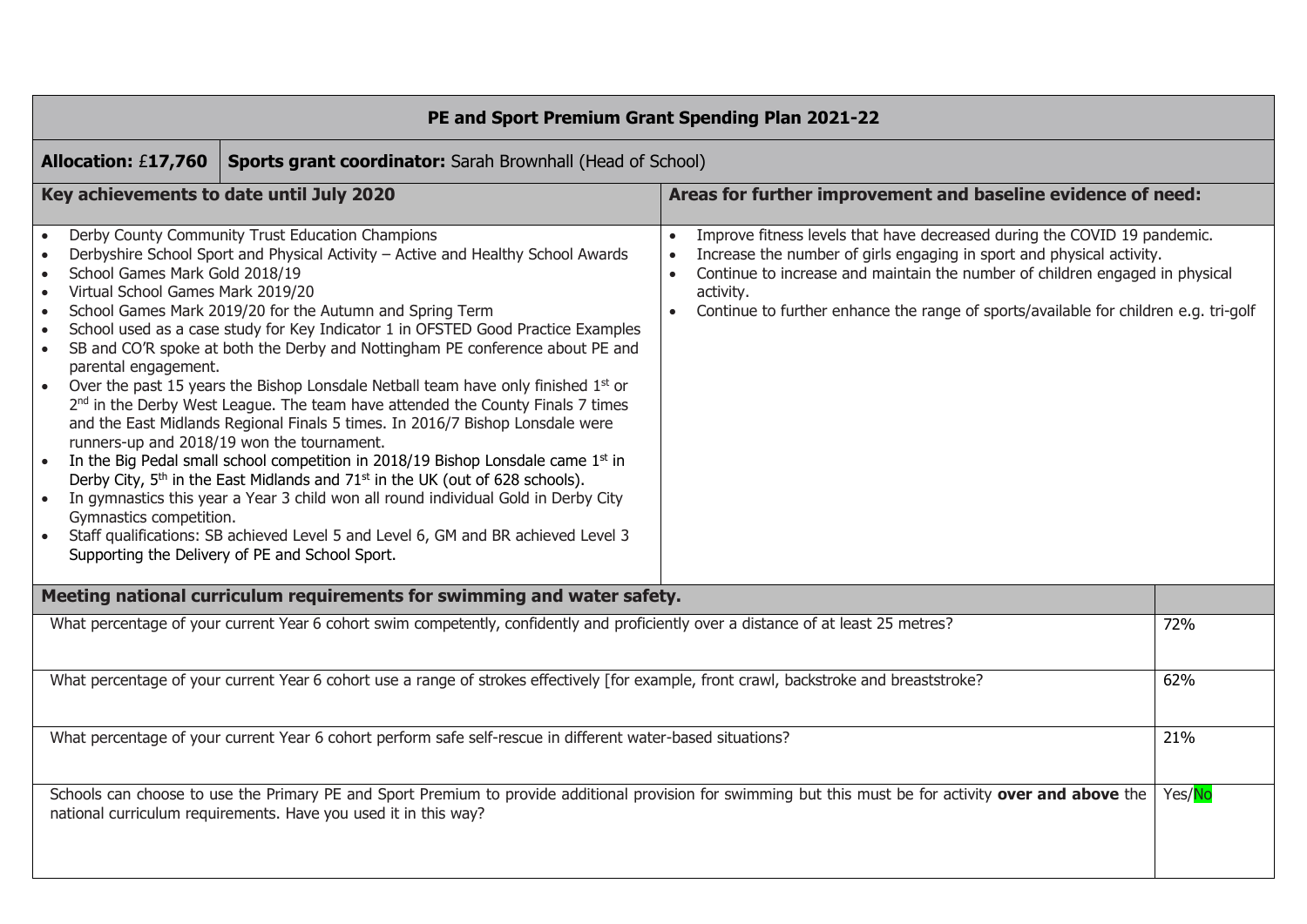# PE and Sport Premium Grant Spending Plan 2021-22

| **Allocation:** £**17,760** | **Sports grant coordinator:** Sarah Brownhall (Head of School) |
|---|---|

| Key achievements to date until July 2020 | Areas for further improvement and baseline evidence of need: |
|---|---|
| • Derby County Community Trust Education Champions<br>• Derbyshire School Sport and Physical Activity – Active and Healthy School Awards<br>• School Games Mark Gold 2018/19<br>• Virtual School Games Mark 2019/20<br>• School Games Mark 2019/20 for the Autumn and Spring Term<br>• School used as a case study for Key Indicator 1 in OFSTED Good Practice Examples<br>• SB and CO'R spoke at both the Derby and Nottingham PE conference about PE and parental engagement.<br>• Over the past 15 years the Bishop Lonsdale Netball team have only finished 1st or 2nd in the Derby West League. The team have attended the County Finals 7 times and the East Midlands Regional Finals 5 times. In 2016/7 Bishop Lonsdale were runners-up and 2018/19 won the tournament.<br>• In the Big Pedal small school competition in 2018/19 Bishop Lonsdale came 1st in Derby City, 5th in the East Midlands and 71st in the UK (out of 628 schools).<br>• In gymnastics this year a Year 3 child won all round individual Gold in Derby City Gymnastics competition.<br>• Staff qualifications: SB achieved Level 5 and Level 6, GM and BR achieved Level 3 Supporting the Delivery of PE and School Sport. | • Improve fitness levels that have decreased during the COVID 19 pandemic.<br>• Increase the number of girls engaging in sport and physical activity.<br>• Continue to increase and maintain the number of children engaged in physical activity.<br>• Continue to further enhance the range of sports/available for children e.g. tri-golf |

| Meeting national curriculum requirements for swimming and water safety. | |
|---|---|
| What percentage of your current Year 6 cohort swim competently, confidently and proficiently over a distance of at least 25 metres? | 72% |
| What percentage of your current Year 6 cohort use a range of strokes effectively [for example, front crawl, backstroke and breaststroke? | 62% |
| What percentage of your current Year 6 cohort perform safe self-rescue in different water-based situations? | 21% |
| Schools can choose to use the Primary PE and Sport Premium to provide additional provision for swimming but this must be for activity **over and above** the national curriculum requirements. Have you used it in this way? | Yes/No |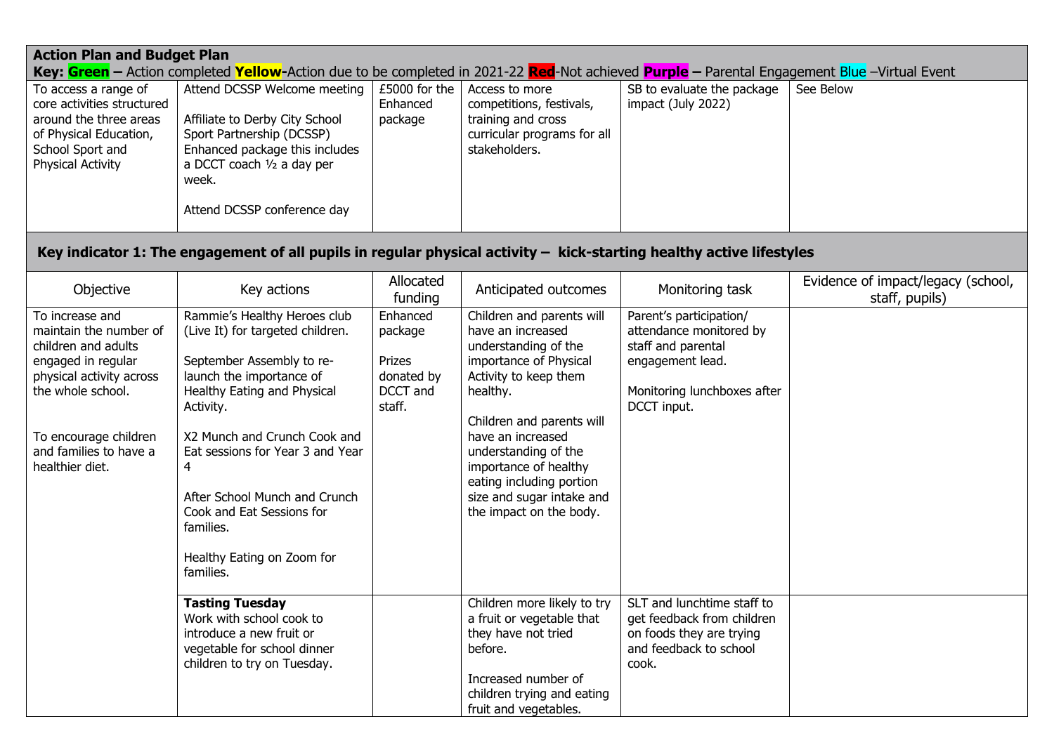**Action Plan and Budget Plan**

**Key: Green –** Action completed **Yellow-**Action due to be completed in 2021-22 **Red**-Not achieved **Purple –** Parental Engagement Blue –Virtual Event

| | | | | | |
|---|---|---|---|---|---|
| To access a range of core activities structured around the three areas of Physical Education, School Sport and Physical Activity | Attend DCSSP Welcome meeting<br><br>Affiliate to Derby City School Sport Partnership (DCSSP) Enhanced package this includes a DCCT coach ½ a day per week.<br><br>Attend DCSSP conference day | £5000 for the Enhanced package | Access to more competitions, festivals, training and cross curricular programs for all stakeholders. | SB to evaluate the package impact (July 2022) | See Below |

## Key indicator 1: The engagement of all pupils in regular physical activity – kick-starting healthy active lifestyles

| Objective | Key actions | Allocated funding | Anticipated outcomes | Monitoring task | Evidence of impact/legacy (school, staff, pupils) |
|---|---|---|---|---|---|
| To increase and maintain the number of children and adults engaged in regular physical activity across the whole school.<br><br>To encourage children and families to have a healthier diet. | Rammie's Healthy Heroes club (Live It) for targeted children.<br><br>September Assembly to re-launch the importance of Healthy Eating and Physical Activity.<br><br>X2 Munch and Crunch Cook and Eat sessions for Year 3 and Year 4<br><br>After School Munch and Crunch Cook and Eat Sessions for families.<br><br>Healthy Eating on Zoom for families. | Enhanced package<br><br>Prizes donated by DCCT and staff. | Children and parents will have an increased understanding of the importance of Physical Activity to keep them healthy.<br><br>Children and parents will have an increased understanding of the importance of healthy eating including portion size and sugar intake and the impact on the body. | Parent's participation/ attendance monitored by staff and parental engagement lead.<br><br>Monitoring lunchboxes after DCCT input. | |
| | **Tasting Tuesday**<br>Work with school cook to introduce a new fruit or vegetable for school dinner children to try on Tuesday. | | Children more likely to try a fruit or vegetable that they have not tried before.<br><br>Increased number of children trying and eating fruit and vegetables. | SLT and lunchtime staff to get feedback from children on foods they are trying and feedback to school cook. | |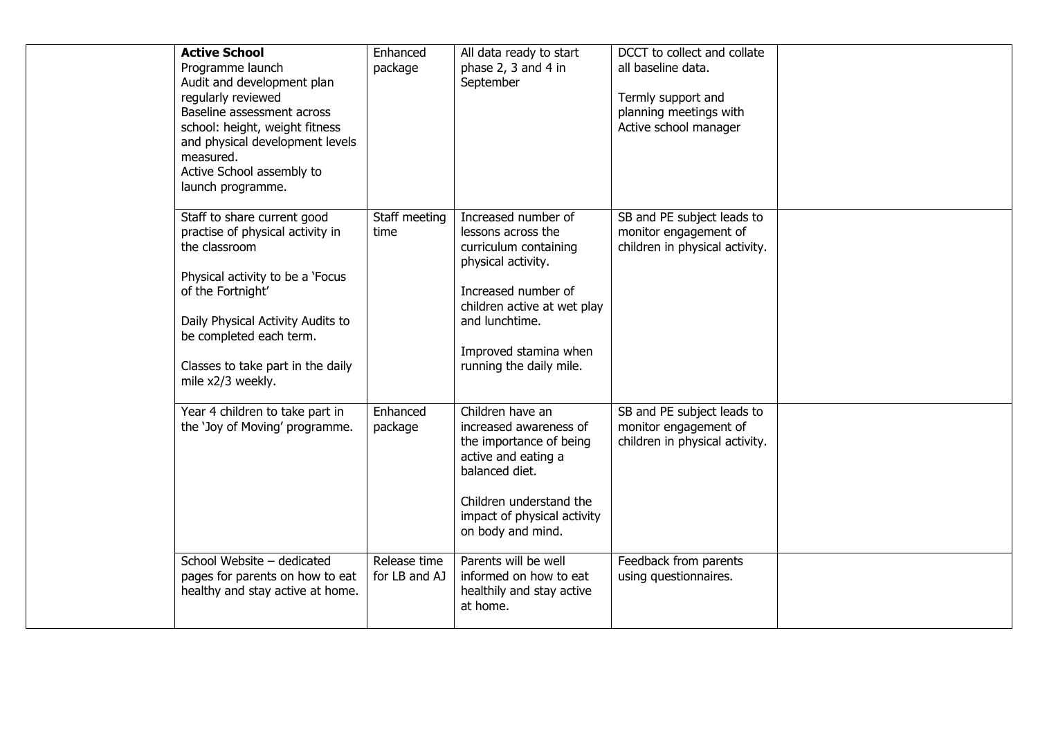| | | | | | |
|---|---|---|---|---|---|
| | **Active School**<br>Programme launch<br>Audit and development plan regularly reviewed<br>Baseline assessment across school: height, weight fitness and physical development levels measured.<br>Active School assembly to launch programme. | Enhanced package | All data ready to start phase 2, 3 and 4 in September | DCCT to collect and collate all baseline data.<br><br>Termly support and planning meetings with Active school manager | |
| | Staff to share current good practise of physical activity in the classroom<br><br>Physical activity to be a 'Focus of the Fortnight'<br><br>Daily Physical Activity Audits to be completed each term.<br><br>Classes to take part in the daily mile x2/3 weekly. | Staff meeting time | Increased number of lessons across the curriculum containing physical activity.<br><br>Increased number of children active at wet play and lunchtime.<br><br>Improved stamina when running the daily mile. | SB and PE subject leads to monitor engagement of children in physical activity. | |
| | Year 4 children to take part in the 'Joy of Moving' programme. | Enhanced package | Children have an increased awareness of the importance of being active and eating a balanced diet.<br><br>Children understand the impact of physical activity on body and mind. | SB and PE subject leads to monitor engagement of children in physical activity. | |
| | School Website – dedicated pages for parents on how to eat healthy and stay active at home. | Release time for LB and AJ | Parents will be well informed on how to eat healthily and stay active at home. | Feedback from parents using questionnaires. | |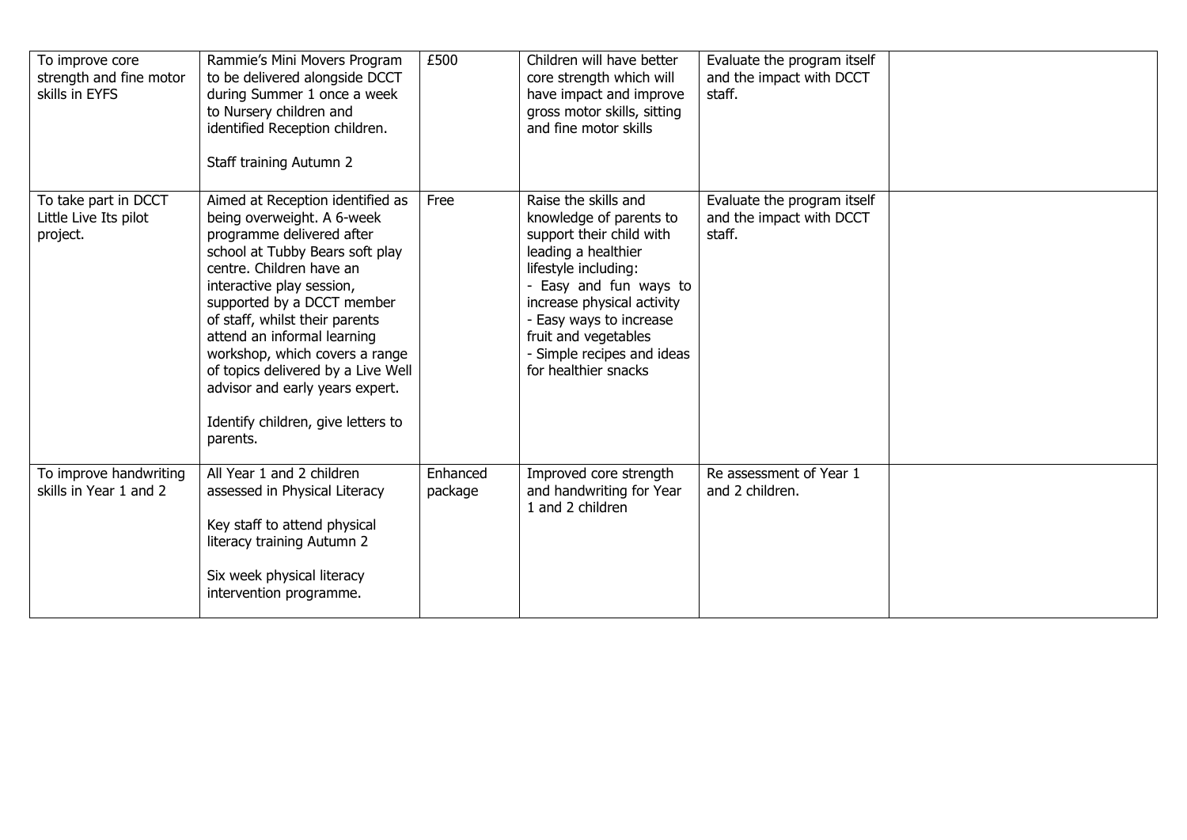| | | | | | |
|---|---|---|---|---|---|
| To improve core strength and fine motor skills in EYFS | Rammie's Mini Movers Program to be delivered alongside DCCT during Summer 1 once a week to Nursery children and identified Reception children.<br><br>Staff training Autumn 2 | £500 | Children will have better core strength which will have impact and improve gross motor skills, sitting and fine motor skills | Evaluate the program itself and the impact with DCCT staff. | |
| To take part in DCCT Little Live Its pilot project. | Aimed at Reception identified as being overweight. A 6-week programme delivered after school at Tubby Bears soft play centre. Children have an interactive play session, supported by a DCCT member of staff, whilst their parents attend an informal learning workshop, which covers a range of topics delivered by a Live Well advisor and early years expert.<br><br>Identify children, give letters to parents. | Free | Raise the skills and knowledge of parents to support their child with leading a healthier lifestyle including:<br>- Easy and fun ways to increase physical activity<br>- Easy ways to increase fruit and vegetables<br>- Simple recipes and ideas for healthier snacks | Evaluate the program itself and the impact with DCCT staff. | |
| To improve handwriting skills in Year 1 and 2 | All Year 1 and 2 children assessed in Physical Literacy<br><br>Key staff to attend physical literacy training Autumn 2<br><br>Six week physical literacy intervention programme. | Enhanced package | Improved core strength and handwriting for Year 1 and 2 children | Re assessment of Year 1 and 2 children. | |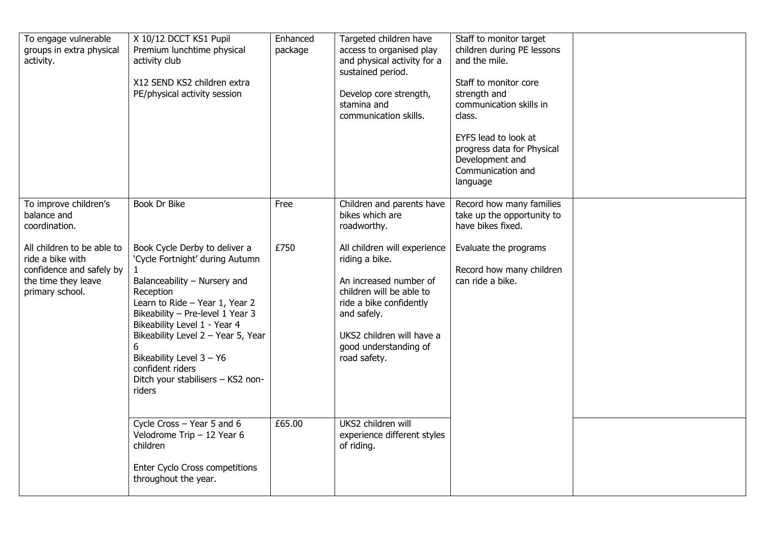| | | | | | |
|---|---|---|---|---|---|
| To engage vulnerable groups in extra physical activity. | X 10/12 DCCT KS1 Pupil Premium lunchtime physical activity club<br><br>X12 SEND KS2 children extra PE/physical activity session | Enhanced package | Targeted children have access to organised play and physical activity for a sustained period.<br><br>Develop core strength, stamina and communication skills. | Staff to monitor target children during PE lessons and the mile.<br><br>Staff to monitor core strength and communication skills in class.<br><br>EYFS lead to look at progress data for Physical Development and Communication and language | |
| To improve children's balance and coordination.<br><br>All children to be able to ride a bike with confidence and safely by the time they leave primary school. | Book Dr Bike<br><br>Book Cycle Derby to deliver a 'Cycle Fortnight' during Autumn 1<br>Balanceability – Nursery and Reception<br>Learn to Ride – Year 1, Year 2<br>Bikeability – Pre-level 1 Year 3<br>Bikeability Level 1 - Year 4<br>Bikeability Level 2 – Year 5, Year 6<br>Bikeability Level 3 – Y6 confident riders<br>Ditch your stabilisers – KS2 non-riders | Free<br><br>£750 | Children and parents have bikes which are roadworthy.<br><br>All children will experience riding a bike.<br><br>An increased number of children will be able to ride a bike confidently and safely.<br><br>UKS2 children will have a good understanding of road safety. | Record how many families take up the opportunity to have bikes fixed.<br><br>Evaluate the programs<br><br>Record how many children can ride a bike. | |
| | Cycle Cross – Year 5 and 6<br>Velodrome Trip – 12 Year 6 children<br><br>Enter Cyclo Cross competitions throughout the year. | £65.00 | UKS2 children will experience different styles of riding. | | |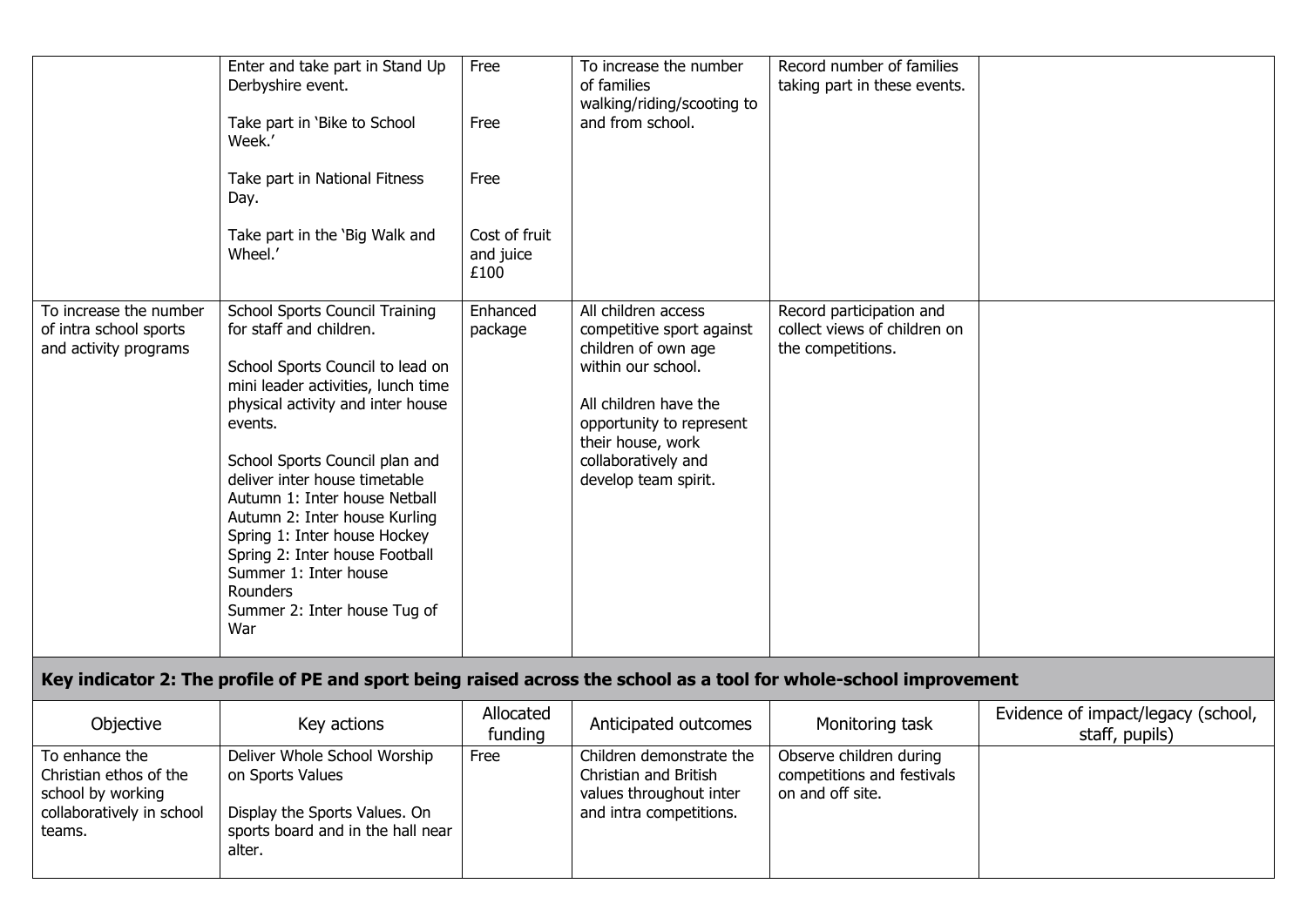| | | | | | |
|---|---|---|---|---|---|
| | Enter and take part in Stand Up Derbyshire event.<br><br>Take part in 'Bike to School Week.'<br><br>Take part in National Fitness Day.<br><br>Take part in the 'Big Walk and Wheel.' | Free<br><br>Free<br><br>Free<br><br>Cost of fruit and juice £100 | To increase the number of families walking/riding/scooting to and from school. | Record number of families taking part in these events. | |
| To increase the number of intra school sports and activity programs | School Sports Council Training for staff and children.<br><br>School Sports Council to lead on mini leader activities, lunch time physical activity and inter house events.<br><br>School Sports Council plan and deliver inter house timetable<br>Autumn 1: Inter house Netball<br>Autumn 2: Inter house Kurling<br>Spring 1: Inter house Hockey<br>Spring 2: Inter house Football<br>Summer 1: Inter house Rounders<br>Summer 2: Inter house Tug of War | Enhanced package | All children access competitive sport against children of own age within our school.<br><br>All children have the opportunity to represent their house, work collaboratively and develop team spirit. | Record participation and collect views of children on the competitions. | |

**Key indicator 2: The profile of PE and sport being raised across the school as a tool for whole-school improvement**

| Objective | Key actions | Allocated funding | Anticipated outcomes | Monitoring task | Evidence of impact/legacy (school, staff, pupils) |
|---|---|---|---|---|---|
| To enhance the Christian ethos of the school by working collaboratively in school teams. | Deliver Whole School Worship on Sports Values<br><br>Display the Sports Values. On sports board and in the hall near alter. | Free | Children demonstrate the Christian and British values throughout inter and intra competitions. | Observe children during competitions and festivals on and off site. | |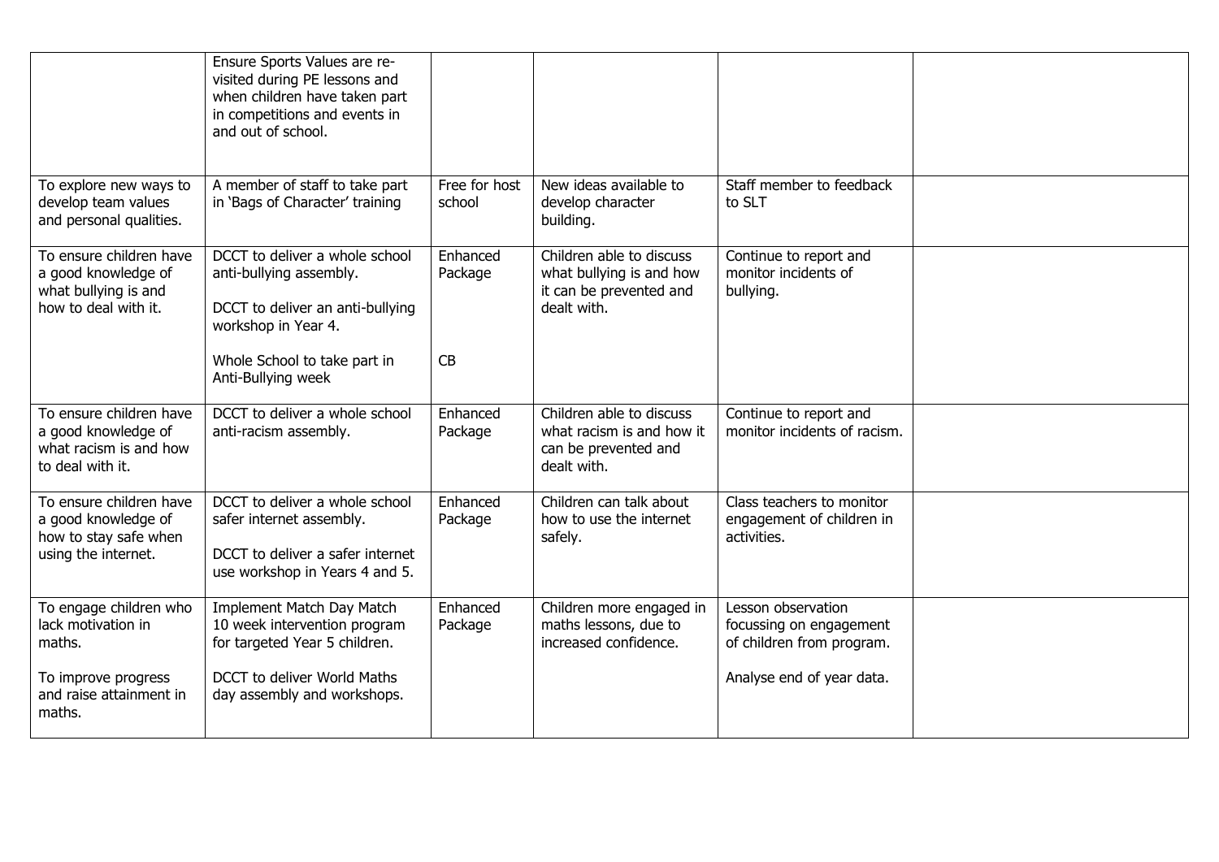| | | | | | |
|---|---|---|---|---|---|
| | Ensure Sports Values are re-visited during PE lessons and when children have taken part in competitions and events in and out of school. | | | | |
| To explore new ways to develop team values and personal qualities. | A member of staff to take part in 'Bags of Character' training | Free for host school | New ideas available to develop character building. | Staff member to feedback to SLT | |
| To ensure children have a good knowledge of what bullying is and how to deal with it. | DCCT to deliver a whole school anti-bullying assembly.<br><br>DCCT to deliver an anti-bullying workshop in Year 4.<br><br>Whole School to take part in Anti-Bullying week | Enhanced Package<br><br><br><br>CB | Children able to discuss what bullying is and how it can be prevented and dealt with. | Continue to report and monitor incidents of bullying. | |
| To ensure children have a good knowledge of what racism is and how to deal with it. | DCCT to deliver a whole school anti-racism assembly. | Enhanced Package | Children able to discuss what racism is and how it can be prevented and dealt with. | Continue to report and monitor incidents of racism. | |
| To ensure children have a good knowledge of how to stay safe when using the internet. | DCCT to deliver a whole school safer internet assembly.<br><br>DCCT to deliver a safer internet use workshop in Years 4 and 5. | Enhanced Package | Children can talk about how to use the internet safely. | Class teachers to monitor engagement of children in activities. | |
| To engage children who lack motivation in maths.<br><br>To improve progress and raise attainment in maths. | Implement Match Day Match 10 week intervention program for targeted Year 5 children.<br><br>DCCT to deliver World Maths day assembly and workshops. | Enhanced Package | Children more engaged in maths lessons, due to increased confidence. | Lesson observation focussing on engagement of children from program.<br><br>Analyse end of year data. | |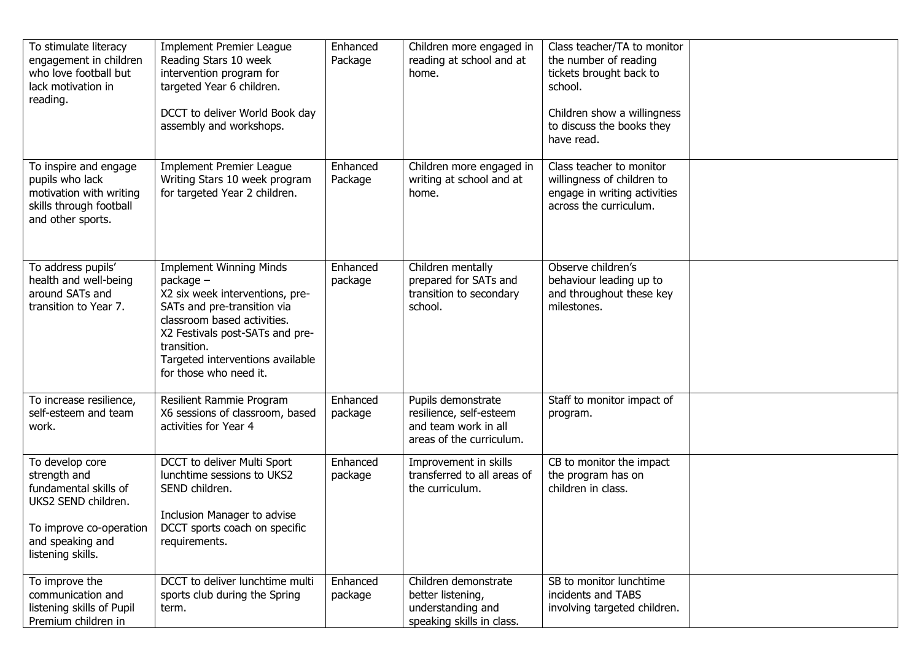| | | | | | |
|---|---|---|---|---|---|
| To stimulate literacy engagement in children who love football but lack motivation in reading. | Implement Premier League Reading Stars 10 week intervention program for targeted Year 6 children.<br><br>DCCT to deliver World Book day assembly and workshops. | Enhanced Package | Children more engaged in reading at school and at home. | Class teacher/TA to monitor the number of reading tickets brought back to school.<br><br>Children show a willingness to discuss the books they have read. | |
| To inspire and engage pupils who lack motivation with writing skills through football and other sports. | Implement Premier League Writing Stars 10 week program for targeted Year 2 children. | Enhanced Package | Children more engaged in writing at school and at home. | Class teacher to monitor willingness of children to engage in writing activities across the curriculum. | |
| To address pupils' health and well-being around SATs and transition to Year 7. | Implement Winning Minds package –<br>X2 six week interventions, pre-SATs and pre-transition via classroom based activities.<br>X2 Festivals post-SATs and pre-transition.<br>Targeted interventions available for those who need it. | Enhanced package | Children mentally prepared for SATs and transition to secondary school. | Observe children's behaviour leading up to and throughout these key milestones. | |
| To increase resilience, self-esteem and team work. | Resilient Rammie Program<br>X6 sessions of classroom, based activities for Year 4 | Enhanced package | Pupils demonstrate resilience, self-esteem and team work in all areas of the curriculum. | Staff to monitor impact of program. | |
| To develop core strength and fundamental skills of UKS2 SEND children.<br><br>To improve co-operation and speaking and listening skills. | DCCT to deliver Multi Sport lunchtime sessions to UKS2 SEND children.<br><br>Inclusion Manager to advise DCCT sports coach on specific requirements. | Enhanced package | Improvement in skills transferred to all areas of the curriculum. | CB to monitor the impact the program has on children in class. | |
| To improve the communication and listening skills of Pupil Premium children in | DCCT to deliver lunchtime multi sports club during the Spring term. | Enhanced package | Children demonstrate better listening, understanding and speaking skills in class. | SB to monitor lunchtime incidents and TABS involving targeted children. | |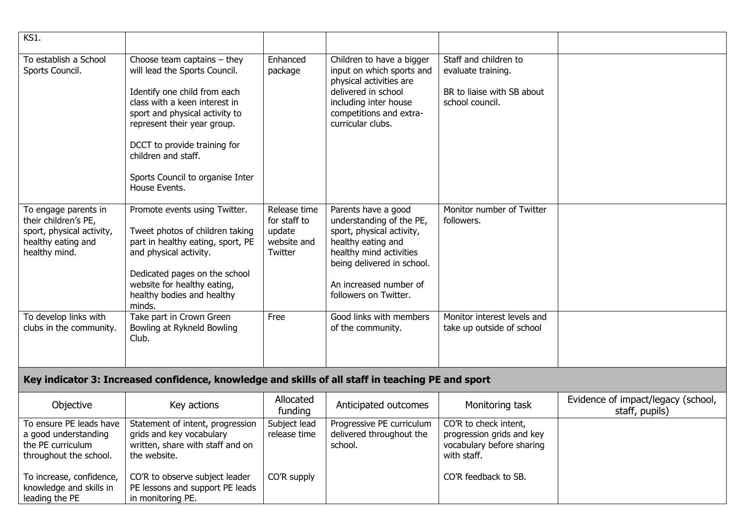| | | | | | |
|---|---|---|---|---|---|
| KS1. | | | | | |
| To establish a School Sports Council. | Choose team captains – they will lead the Sports Council.<br><br>Identify one child from each class with a keen interest in sport and physical activity to represent their year group.<br><br>DCCT to provide training for children and staff.<br><br>Sports Council to organise Inter House Events. | Enhanced package | Children to have a bigger input on which sports and physical activities are delivered in school including inter house competitions and extra-curricular clubs. | Staff and children to evaluate training.<br><br>BR to liaise with SB about school council. | |
| To engage parents in their children's PE, sport, physical activity, healthy eating and healthy mind. | Promote events using Twitter.<br><br>Tweet photos of children taking part in healthy eating, sport, PE and physical activity.<br><br>Dedicated pages on the school website for healthy eating, healthy bodies and healthy minds. | Release time for staff to update website and Twitter | Parents have a good understanding of the PE, sport, physical activity, healthy eating and healthy mind activities being delivered in school.<br><br>An increased number of followers on Twitter. | Monitor number of Twitter followers. | |
| To develop links with clubs in the community. | Take part in Crown Green Bowling at Rykneld Bowling Club. | Free | Good links with members of the community. | Monitor interest levels and take up outside of school | |

## Key indicator 3: Increased confidence, knowledge and skills of all staff in teaching PE and sport

| Objective | Key actions | Allocated funding | Anticipated outcomes | Monitoring task | Evidence of impact/legacy (school, staff, pupils) |
|---|---|---|---|---|---|
| To ensure PE leads have a good understanding the PE curriculum throughout the school.<br><br>To increase, confidence, knowledge and skills in leading the PE | Statement of intent, progression grids and key vocabulary written, share with staff and on the website.<br><br>CO'R to observe subject leader PE lessons and support PE leads in monitoring PE. | Subject lead release time<br><br>CO'R supply | Progressive PE curriculum delivered throughout the school. | CO'R to check intent, progression grids and key vocabulary before sharing with staff.<br><br>CO'R feedback to SB. | |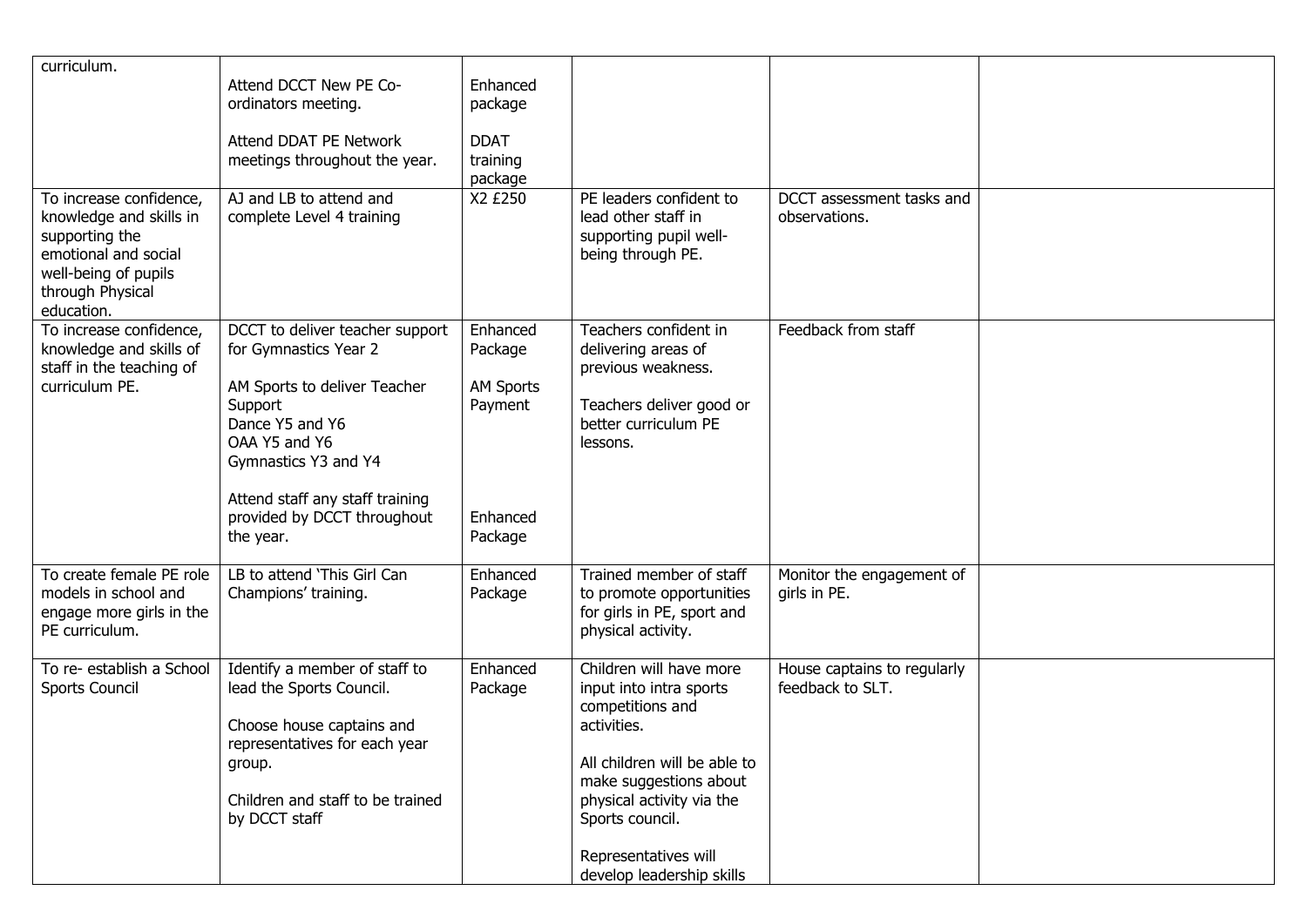| | | | | | |
|---|---|---|---|---|---|
| curriculum. | Attend DCCT New PE Co-ordinators meeting.<br><br>Attend DDAT PE Network meetings throughout the year. | Enhanced package<br><br>DDAT training package | | | |
| To increase confidence, knowledge and skills in supporting the emotional and social well-being of pupils through Physical education. | AJ and LB to attend and complete Level 4 training | X2 £250 | PE leaders confident to lead other staff in supporting pupil well-being through PE. | DCCT assessment tasks and observations. | |
| To increase confidence, knowledge and skills of staff in the teaching of curriculum PE. | DCCT to deliver teacher support for Gymnastics Year 2<br><br>AM Sports to deliver Teacher Support<br>Dance Y5 and Y6<br>OAA Y5 and Y6<br>Gymnastics Y3 and Y4<br><br>Attend staff any staff training provided by DCCT throughout the year. | Enhanced Package<br><br>AM Sports Payment<br><br>Enhanced Package | Teachers confident in delivering areas of previous weakness.<br><br>Teachers deliver good or better curriculum PE lessons. | Feedback from staff | |
| To create female PE role models in school and engage more girls in the PE curriculum. | LB to attend 'This Girl Can Champions' training. | Enhanced Package | Trained member of staff to promote opportunities for girls in PE, sport and physical activity. | Monitor the engagement of girls in PE. | |
| To re- establish a School Sports Council | Identify a member of staff to lead the Sports Council.<br><br>Choose house captains and representatives for each year group.<br><br>Children and staff to be trained by DCCT staff | Enhanced Package | Children will have more input into intra sports competitions and activities.<br><br>All children will be able to make suggestions about physical activity via the Sports council.<br><br>Representatives will develop leadership skills | House captains to regularly feedback to SLT. | |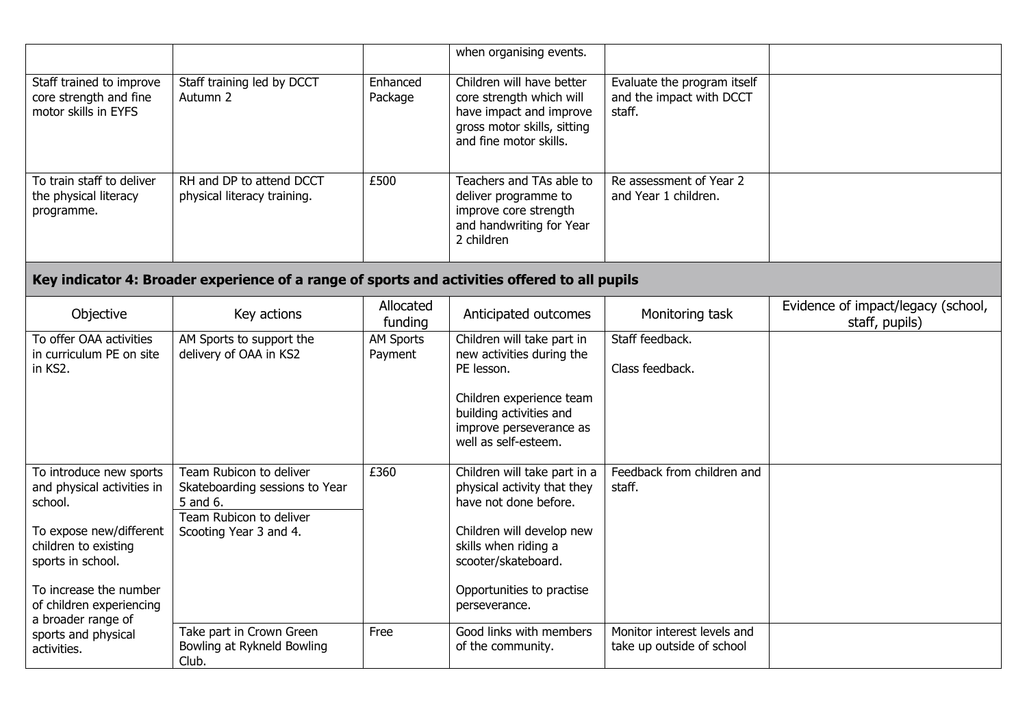| | | | when organising events. | | |
|---|---|---|---|---|---|
| Staff trained to improve core strength and fine motor skills in EYFS | Staff training led by DCCT Autumn 2 | Enhanced Package | Children will have better core strength which will have impact and improve gross motor skills, sitting and fine motor skills. | Evaluate the program itself and the impact with DCCT staff. | |
| To train staff to deliver the physical literacy programme. | RH and DP to attend DCCT physical literacy training. | £500 | Teachers and TAs able to deliver programme to improve core strength and handwriting for Year 2 children | Re assessment of Year 2 and Year 1 children. | |

## Key indicator 4: Broader experience of a range of sports and activities offered to all pupils

| Objective | Key actions | Allocated funding | Anticipated outcomes | Monitoring task | Evidence of impact/legacy (school, staff, pupils) |
|---|---|---|---|---|---|
| To offer OAA activities in curriculum PE on site in KS2. | AM Sports to support the delivery of OAA in KS2 | AM Sports Payment | Children will take part in new activities during the PE lesson.<br><br>Children experience team building activities and improve perseverance as well as self-esteem. | Staff feedback.<br><br>Class feedback. | |
| To introduce new sports and physical activities in school.<br><br>To expose new/different children to existing sports in school.<br><br>To increase the number of children experiencing a broader range of sports and physical activities. | Team Rubicon to deliver Skateboarding sessions to Year 5 and 6.<br>Team Rubicon to deliver Scooting Year 3 and 4. | £360 | Children will take part in a physical activity that they have not done before.<br><br>Children will develop new skills when riding a scooter/skateboard.<br><br>Opportunities to practise perseverance. | Feedback from children and staff. | |
| | Take part in Crown Green Bowling at Rykneld Bowling Club. | Free | Good links with members of the community. | Monitor interest levels and take up outside of school | |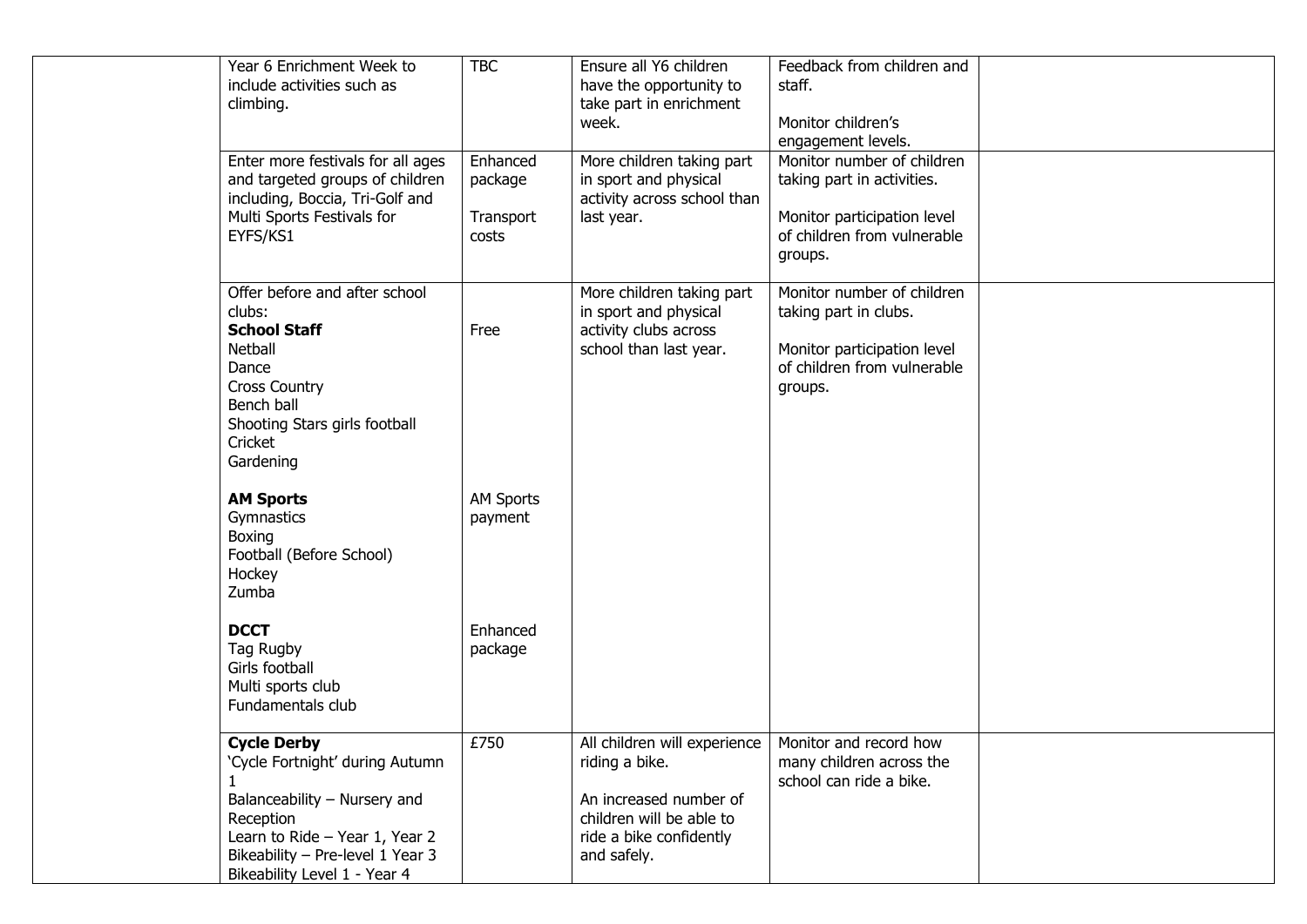| | | | | | |
|---|---|---|---|---|---|
| | Year 6 Enrichment Week to include activities such as climbing. | TBC | Ensure all Y6 children have the opportunity to take part in enrichment week. | Feedback from children and staff.<br><br>Monitor children's engagement levels. | |
| | Enter more festivals for all ages and targeted groups of children including, Boccia, Tri-Golf and Multi Sports Festivals for EYFS/KS1 | Enhanced package<br><br>Transport costs | More children taking part in sport and physical activity across school than last year. | Monitor number of children taking part in activities.<br><br>Monitor participation level of children from vulnerable groups. | |
| | Offer before and after school clubs:<br>**School Staff**<br>Netball<br>Dance<br>Cross Country<br>Bench ball<br>Shooting Stars girls football<br>Cricket<br>Gardening<br><br>**AM Sports**<br>Gymnastics<br>Boxing<br>Football (Before School)<br>Hockey<br>Zumba<br><br>**DCCT**<br>Tag Rugby<br>Girls football<br>Multi sports club<br>Fundamentals club | <br><br>Free<br><br><br><br><br><br><br><br><br>AM Sports payment<br><br><br><br><br><br>Enhanced package | More children taking part in sport and physical activity clubs across school than last year. | Monitor number of children taking part in clubs.<br><br>Monitor participation level of children from vulnerable groups. | |
| | **Cycle Derby**<br>'Cycle Fortnight' during Autumn 1<br>Balanceability – Nursery and Reception<br>Learn to Ride – Year 1, Year 2<br>Bikeability – Pre-level 1 Year 3<br>Bikeability Level 1 - Year 4 | £750 | All children will experience riding a bike.<br><br>An increased number of children will be able to ride a bike confidently and safely. | Monitor and record how many children across the school can ride a bike. | |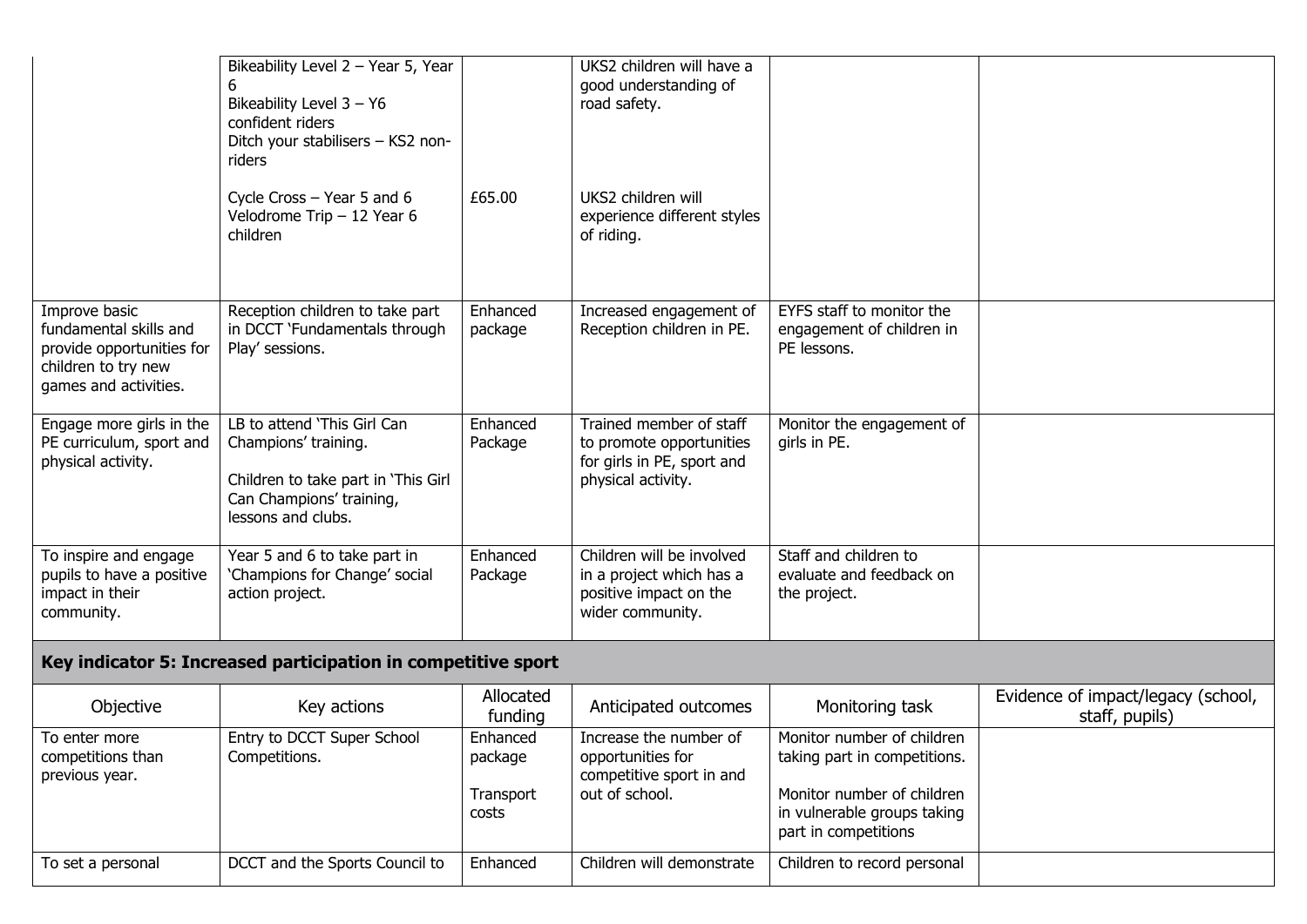| | | | | | |
|---|---|---|---|---|---|
| | Bikeability Level 2 – Year 5, Year 6<br>Bikeability Level 3 – Y6 confident riders<br>Ditch your stabilisers – KS2 non-riders<br><br>Cycle Cross – Year 5 and 6<br>Velodrome Trip – 12 Year 6 children | <br><br><br><br><br><br>£65.00 | UKS2 children will have a good understanding of road safety.<br><br><br><br>UKS2 children will experience different styles of riding. | | |
| Improve basic fundamental skills and provide opportunities for children to try new games and activities. | Reception children to take part in DCCT 'Fundamentals through Play' sessions. | Enhanced package | Increased engagement of Reception children in PE. | EYFS staff to monitor the engagement of children in PE lessons. | |
| Engage more girls in the PE curriculum, sport and physical activity. | LB to attend 'This Girl Can Champions' training.<br><br>Children to take part in 'This Girl Can Champions' training, lessons and clubs. | Enhanced Package | Trained member of staff to promote opportunities for girls in PE, sport and physical activity. | Monitor the engagement of girls in PE. | |
| To inspire and engage pupils to have a positive impact in their community. | Year 5 and 6 to take part in 'Champions for Change' social action project. | Enhanced Package | Children will be involved in a project which has a positive impact on the wider community. | Staff and children to evaluate and feedback on the project. | |

**Key indicator 5: Increased participation in competitive sport**

| Objective | Key actions | Allocated funding | Anticipated outcomes | Monitoring task | Evidence of impact/legacy (school, staff, pupils) |
|---|---|---|---|---|---|
| To enter more competitions than previous year. | Entry to DCCT Super School Competitions. | Enhanced package<br><br>Transport costs | Increase the number of opportunities for competitive sport in and out of school. | Monitor number of children taking part in competitions.<br><br>Monitor number of children in vulnerable groups taking part in competitions | |
| To set a personal | DCCT and the Sports Council to | Enhanced | Children will demonstrate | Children to record personal | |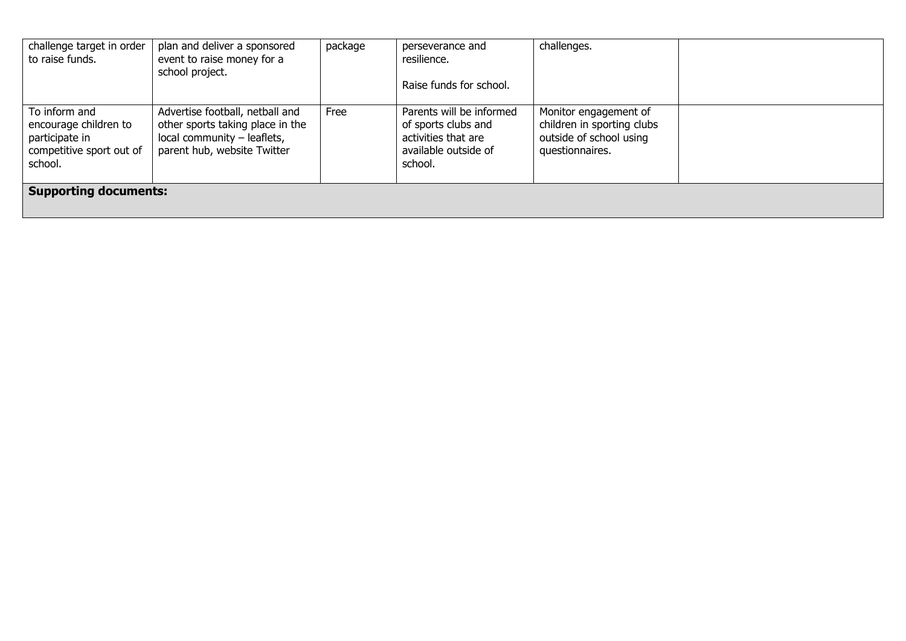| | | | | | |
|---|---|---|---|---|---|
| challenge target in order to raise funds. | plan and deliver a sponsored event to raise money for a school project. | package | perseverance and resilience.<br><br>Raise funds for school. | challenges. | |
| To inform and encourage children to participate in competitive sport out of school. | Advertise football, netball and other sports taking place in the local community – leaflets, parent hub, website Twitter | Free | Parents will be informed of sports clubs and activities that are available outside of school. | Monitor engagement of children in sporting clubs outside of school using questionnaires. | |

**Supporting documents:**